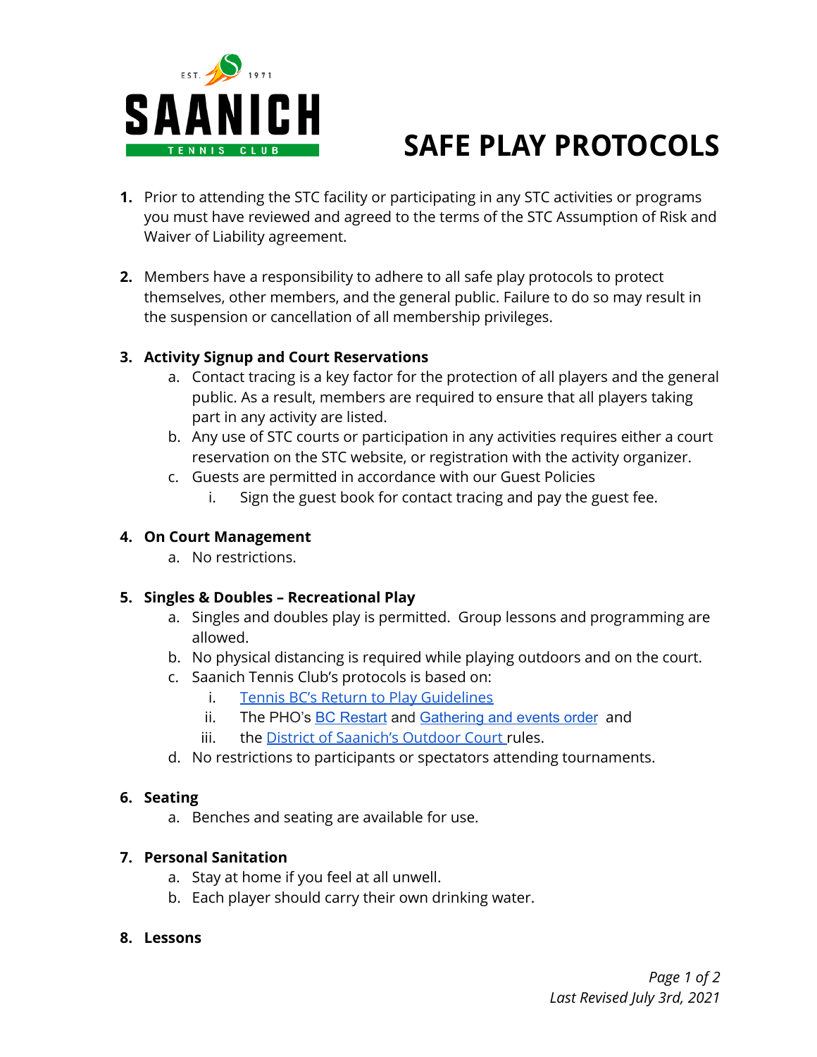SAANICH TENNIS CLUB EST. 1971

# SAFE PLAY PROTOCOLS

1. Prior to attending the STC facility or participating in any STC activities or programs you must have reviewed and agreed to the terms of the STC Assumption of Risk and Waiver of Liability agreement.

2. Members have a responsibility to adhere to all safe play protocols to protect themselves, other members, and the general public. Failure to do so may result in the suspension or cancellation of all membership privileges.

3. **Activity Signup and Court Reservations**
   a. Contact tracing is a key factor for the protection of all players and the general public. As a result, members are required to ensure that all players taking part in any activity are listed.
   b. Any use of STC courts or participation in any activities requires either a court reservation on the STC website, or registration with the activity organizer.
   c. Guests are permitted in accordance with our Guest Policies
      i. Sign the guest book for contact tracing and pay the guest fee.

4. **On Court Management**
   a. No restrictions.

5. **Singles & Doubles – Recreational Play**
   a. Singles and doubles play is permitted. Group lessons and programming are allowed.
   b. No physical distancing is required while playing outdoors and on the court.
   c. Saanich Tennis Club's protocols is based on:
      i. Tennis BC's Return to Play Guidelines
      ii. The PHO's BC Restart and Gathering and events order and
      iii. the District of Saanich's Outdoor Court rules.
   d. No restrictions to participants or spectators attending tournaments.

6. **Seating**
   a. Benches and seating are available for use.

7. **Personal Sanitation**
   a. Stay at home if you feel at all unwell.
   b. Each player should carry their own drinking water.

8. **Lessons**

*Last Revised July 3rd, 2021*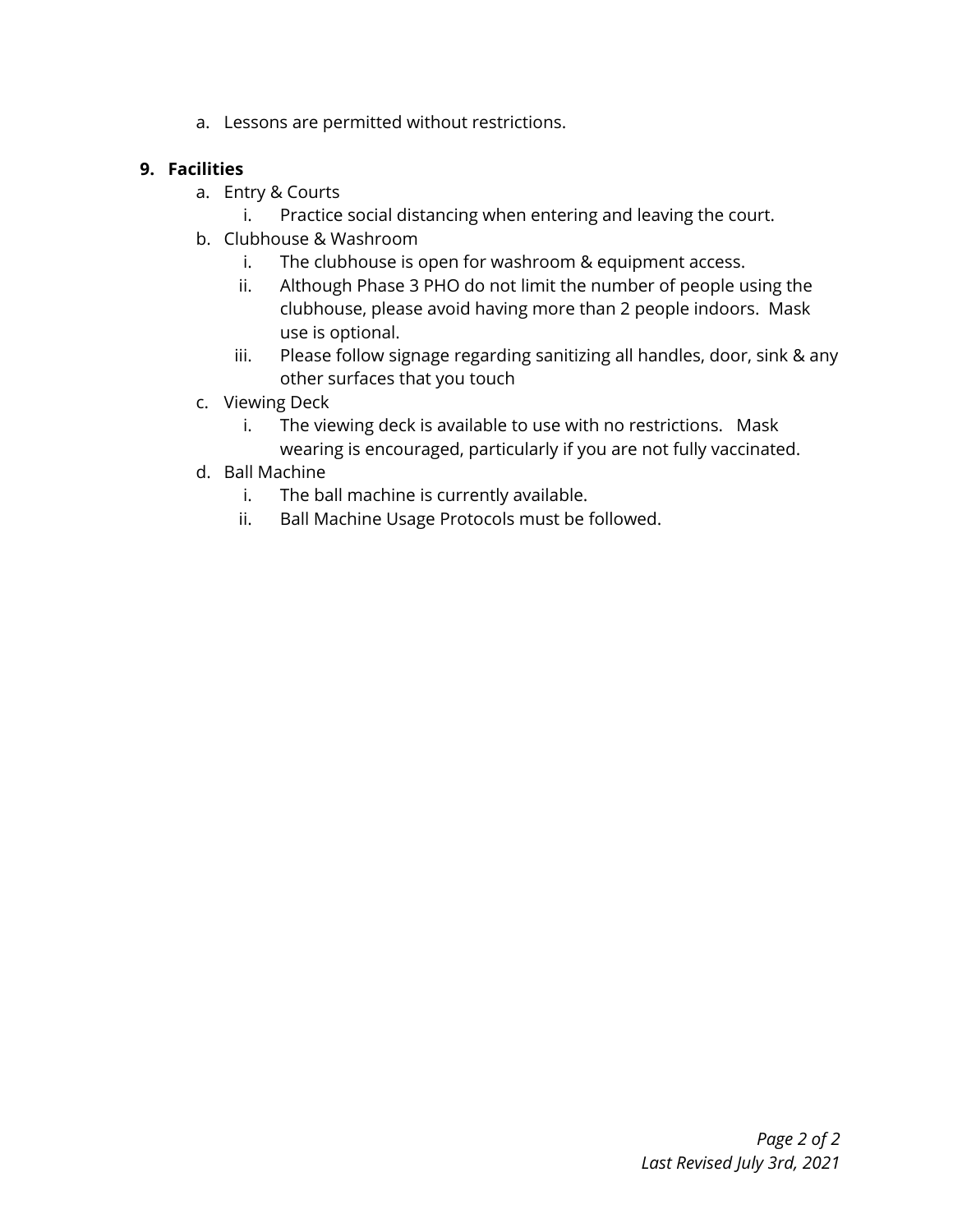a. Lessons are permitted without restrictions.

9. **Facilities**
   a. Entry & Courts
      i. Practice social distancing when entering and leaving the court.
   b. Clubhouse & Washroom
      i. The clubhouse is open for washroom & equipment access.
      ii. Although Phase 3 PHO do not limit the number of people using the clubhouse, please avoid having more than 2 people indoors. Mask use is optional.
      iii. Please follow signage regarding sanitizing all handles, door, sink & any other surfaces that you touch
   c. Viewing Deck
      i. The viewing deck is available to use with no restrictions. Mask wearing is encouraged, particularly if you are not fully vaccinated.
   d. Ball Machine
      i. The ball machine is currently available.
      ii. Ball Machine Usage Protocols must be followed.

*Last Revised July 3rd, 2021*